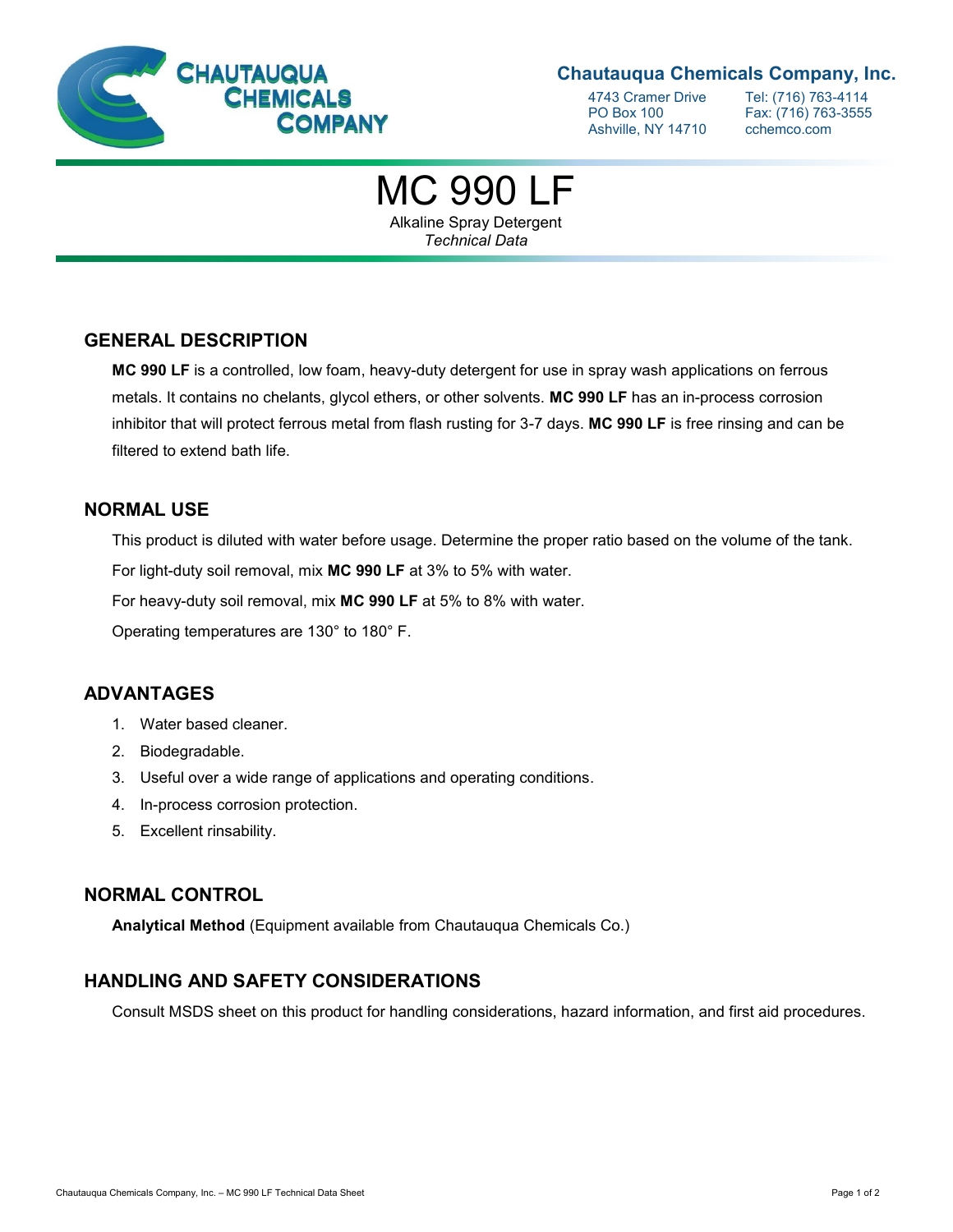Chautauqua Chemicals Company

**Chautauqua Chemicals Company, Inc.**

4743 Cramer Drive
PO Box 100
Ashville, NY 14710

Tel: (716) 763-4114
Fax: (716) 763-3555
cchemco.com

# MC 990 LF

Alkaline Spray Detergent
*Technical Data*

## GENERAL DESCRIPTION

**MC 990 LF** is a controlled, low foam, heavy-duty detergent for use in spray wash applications on ferrous metals. It contains no chelants, glycol ethers, or other solvents. **MC 990 LF** has an in-process corrosion inhibitor that will protect ferrous metal from flash rusting for 3-7 days. **MC 990 LF** is free rinsing and can be filtered to extend bath life.

## NORMAL USE

This product is diluted with water before usage. Determine the proper ratio based on the volume of the tank.

For light-duty soil removal, mix **MC 990 LF** at 3% to 5% with water.

For heavy-duty soil removal, mix **MC 990 LF** at 5% to 8% with water.

Operating temperatures are 130° to 180° F.

## ADVANTAGES

1. Water based cleaner.
2. Biodegradable.
3. Useful over a wide range of applications and operating conditions.
4. In-process corrosion protection.
5. Excellent rinsability.

## NORMAL CONTROL

**Analytical Method** (Equipment available from Chautauqua Chemicals Co.)

## HANDLING AND SAFETY CONSIDERATIONS

Consult MSDS sheet on this product for handling considerations, hazard information, and first aid procedures.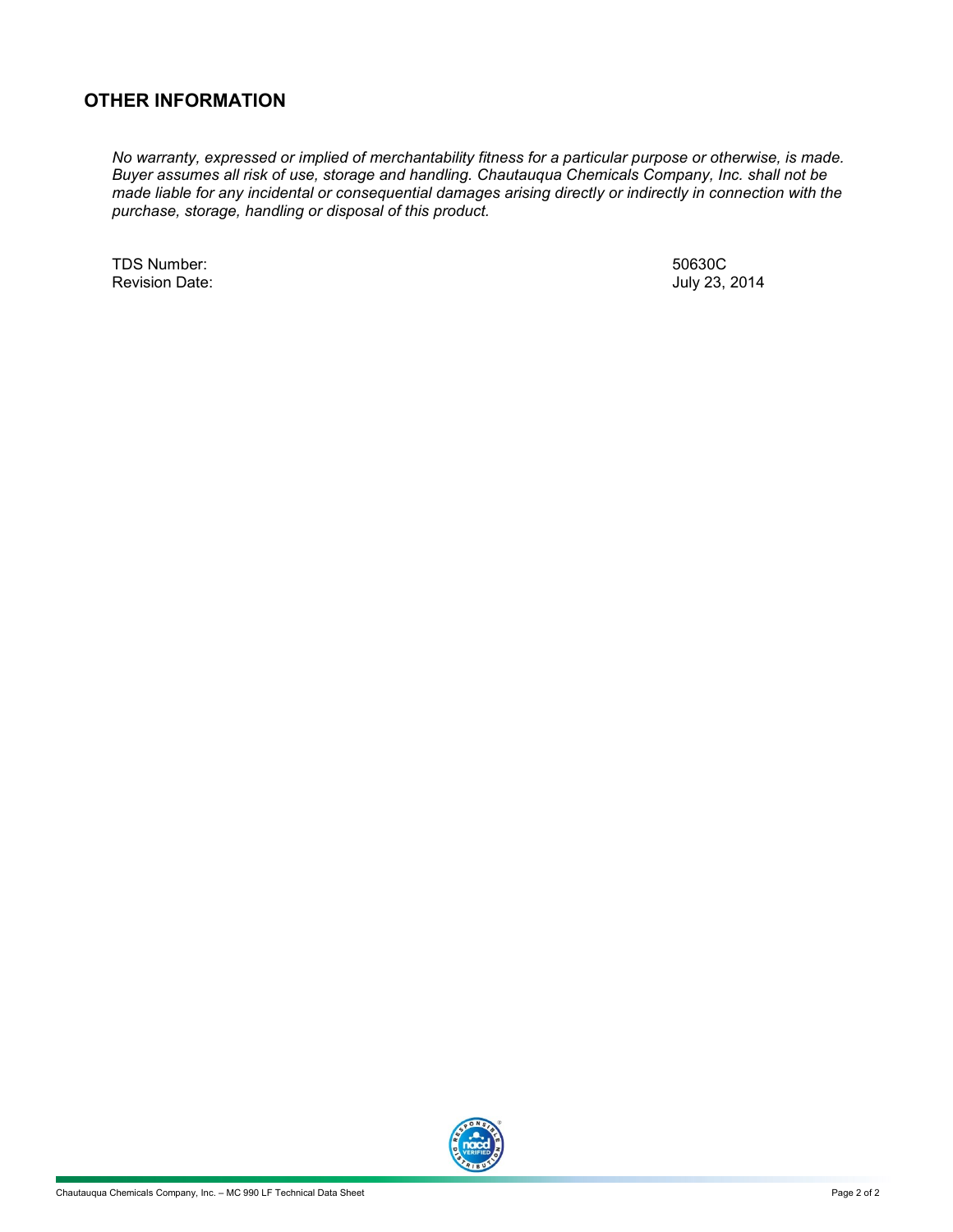## OTHER INFORMATION

*No warranty, expressed or implied of merchantability fitness for a particular purpose or otherwise, is made. Buyer assumes all risk of use, storage and handling. Chautauqua Chemicals Company, Inc. shall not be made liable for any incidental or consequential damages arising directly or indirectly in connection with the purchase, storage, handling or disposal of this product.*

| | |
|---|---|
| TDS Number: | 50630C |
| Revision Date: | July 23, 2014 |